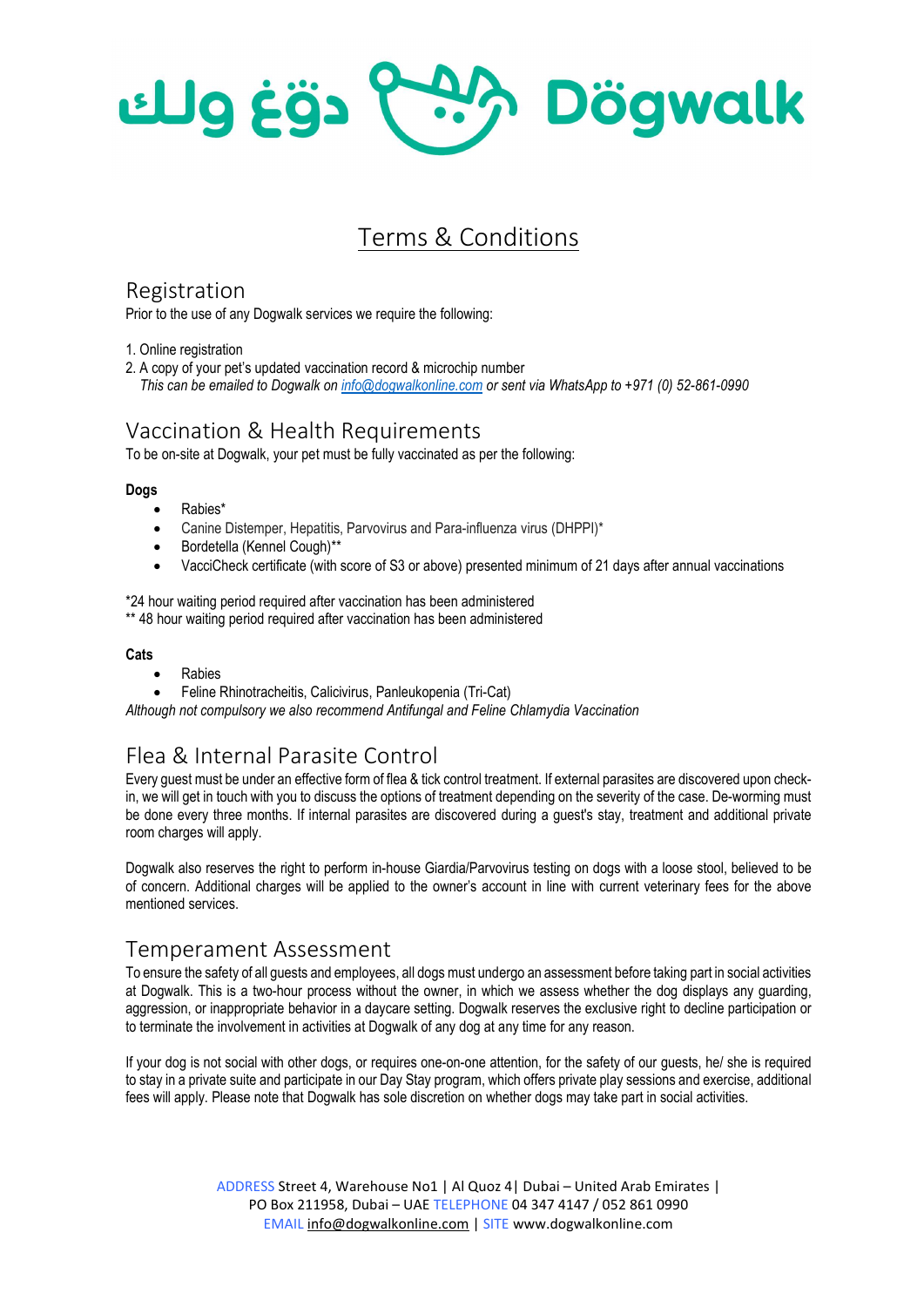دوغ وولك Dögwalk

# Terms & Conditions

## Registration

Prior to the use of any Dogwalk services we require the following:

1. Online registration
2. A copy of your pet's updated vaccination record & microchip number
   *This can be emailed to Dogwalk on info@dogwalkonline.com or sent via WhatsApp to +971 (0) 52-861-0990*

## Vaccination & Health Requirements

To be on-site at Dogwalk, your pet must be fully vaccinated as per the following:

**Dogs**

- Rabies*
- Canine Distemper, Hepatitis, Parvovirus and Para-influenza virus (DHPPI)*
- Bordetella (Kennel Cough)**
- VacciCheck certificate (with score of S3 or above) presented minimum of 21 days after annual vaccinations

*24 hour waiting period required after vaccination has been administered
** 48 hour waiting period required after vaccination has been administered

**Cats**

- Rabies
- Feline Rhinotracheitis, Calicivirus, Panleukopenia (Tri-Cat)

*Although not compulsory we also recommend Antifungal and Feline Chlamydia Vaccination*

## Flea & Internal Parasite Control

Every guest must be under an effective form of flea & tick control treatment. If external parasites are discovered upon check-in, we will get in touch with you to discuss the options of treatment depending on the severity of the case. De-worming must be done every three months. If internal parasites are discovered during a guest's stay, treatment and additional private room charges will apply.

Dogwalk also reserves the right to perform in-house Giardia/Parvovirus testing on dogs with a loose stool, believed to be of concern. Additional charges will be applied to the owner's account in line with current veterinary fees for the above mentioned services.

## Temperament Assessment

To ensure the safety of all guests and employees, all dogs must undergo an assessment before taking part in social activities at Dogwalk. This is a two-hour process without the owner, in which we assess whether the dog displays any guarding, aggression, or inappropriate behavior in a daycare setting. Dogwalk reserves the exclusive right to decline participation or to terminate the involvement in activities at Dogwalk of any dog at any time for any reason.

If your dog is not social with other dogs, or requires one-on-one attention, for the safety of our guests, he/ she is required to stay in a private suite and participate in our Day Stay program, which offers private play sessions and exercise, additional fees will apply. Please note that Dogwalk has sole discretion on whether dogs may take part in social activities.

ADDRESS Street 4, Warehouse No1 | Al Quoz 4| Dubai – United Arab Emirates | PO Box 211958, Dubai – UAE TELEPHONE 04 347 4147 / 052 861 0990
EMAIL info@dogwalkonline.com | SITE www.dogwalkonline.com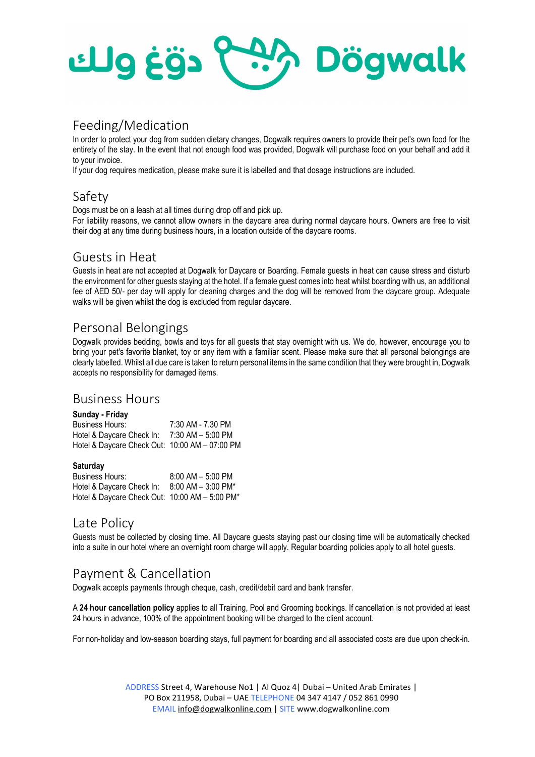## Feeding/Medication

In order to protect your dog from sudden dietary changes, Dogwalk requires owners to provide their pet's own food for the entirety of the stay. In the event that not enough food was provided, Dogwalk will purchase food on your behalf and add it to your invoice.
If your dog requires medication, please make sure it is labelled and that dosage instructions are included.

## Safety

Dogs must be on a leash at all times during drop off and pick up.
For liability reasons, we cannot allow owners in the daycare area during normal daycare hours. Owners are free to visit their dog at any time during business hours, in a location outside of the daycare rooms.

## Guests in Heat

Guests in heat are not accepted at Dogwalk for Daycare or Boarding. Female guests in heat can cause stress and disturb the environment for other guests staying at the hotel. If a female guest comes into heat whilst boarding with us, an additional fee of AED 50/- per day will apply for cleaning charges and the dog will be removed from the daycare group. Adequate walks will be given whilst the dog is excluded from regular daycare.

## Personal Belongings

Dogwalk provides bedding, bowls and toys for all guests that stay overnight with us. We do, however, encourage you to bring your pet's favorite blanket, toy or any item with a familiar scent. Please make sure that all personal belongings are clearly labelled. Whilst all due care is taken to return personal items in the same condition that they were brought in, Dogwalk accepts no responsibility for damaged items.

## Business Hours

**Sunday - Friday**

| | |
|---|---|
| Business Hours: | 7:30 AM - 7.30 PM |
| Hotel & Daycare Check In: | 7:30 AM – 5:00 PM |
| Hotel & Daycare Check Out: | 10:00 AM – 07:00 PM |

**Saturday**

| | |
|---|---|
| Business Hours: | 8:00 AM – 5:00 PM |
| Hotel & Daycare Check In: | 8:00 AM – 3:00 PM* |
| Hotel & Daycare Check Out: | 10:00 AM – 5:00 PM* |

## Late Policy

Guests must be collected by closing time. All Daycare guests staying past our closing time will be automatically checked into a suite in our hotel where an overnight room charge will apply. Regular boarding policies apply to all hotel guests.

## Payment & Cancellation

Dogwalk accepts payments through cheque, cash, credit/debit card and bank transfer.

A **24 hour cancellation policy** applies to all Training, Pool and Grooming bookings. If cancellation is not provided at least 24 hours in advance, 100% of the appointment booking will be charged to the client account.

For non-holiday and low-season boarding stays, full payment for boarding and all associated costs are due upon check-in.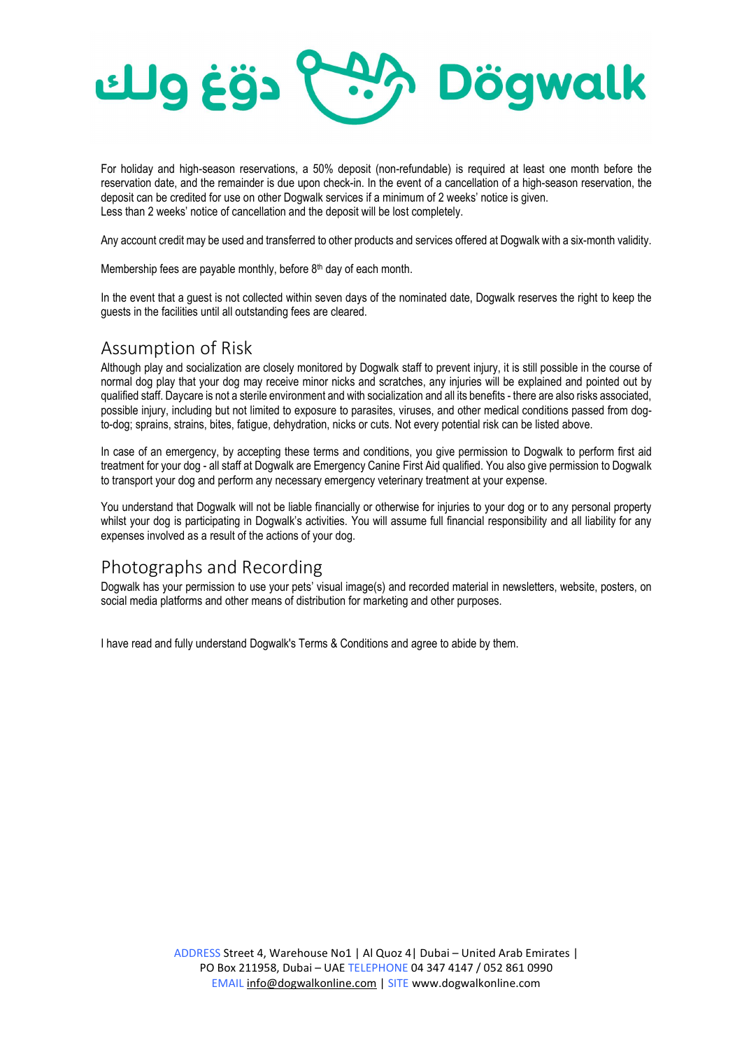For holiday and high-season reservations, a 50% deposit (non-refundable) is required at least one month before the reservation date, and the remainder is due upon check-in. In the event of a cancellation of a high-season reservation, the deposit can be credited for use on other Dogwalk services if a minimum of 2 weeks' notice is given.
Less than 2 weeks' notice of cancellation and the deposit will be lost completely.

Any account credit may be used and transferred to other products and services offered at Dogwalk with a six-month validity.

Membership fees are payable monthly, before 8th day of each month.

In the event that a guest is not collected within seven days of the nominated date, Dogwalk reserves the right to keep the guests in the facilities until all outstanding fees are cleared.

## Assumption of Risk

Although play and socialization are closely monitored by Dogwalk staff to prevent injury, it is still possible in the course of normal dog play that your dog may receive minor nicks and scratches, any injuries will be explained and pointed out by qualified staff. Daycare is not a sterile environment and with socialization and all its benefits - there are also risks associated, possible injury, including but not limited to exposure to parasites, viruses, and other medical conditions passed from dog-to-dog; sprains, strains, bites, fatigue, dehydration, nicks or cuts. Not every potential risk can be listed above.

In case of an emergency, by accepting these terms and conditions, you give permission to Dogwalk to perform first aid treatment for your dog - all staff at Dogwalk are Emergency Canine First Aid qualified. You also give permission to Dogwalk to transport your dog and perform any necessary emergency veterinary treatment at your expense.

You understand that Dogwalk will not be liable financially or otherwise for injuries to your dog or to any personal property whilst your dog is participating in Dogwalk's activities. You will assume full financial responsibility and all liability for any expenses involved as a result of the actions of your dog.

## Photographs and Recording

Dogwalk has your permission to use your pets' visual image(s) and recorded material in newsletters, website, posters, on social media platforms and other means of distribution for marketing and other purposes.

I have read and fully understand Dogwalk's Terms & Conditions and agree to abide by them.